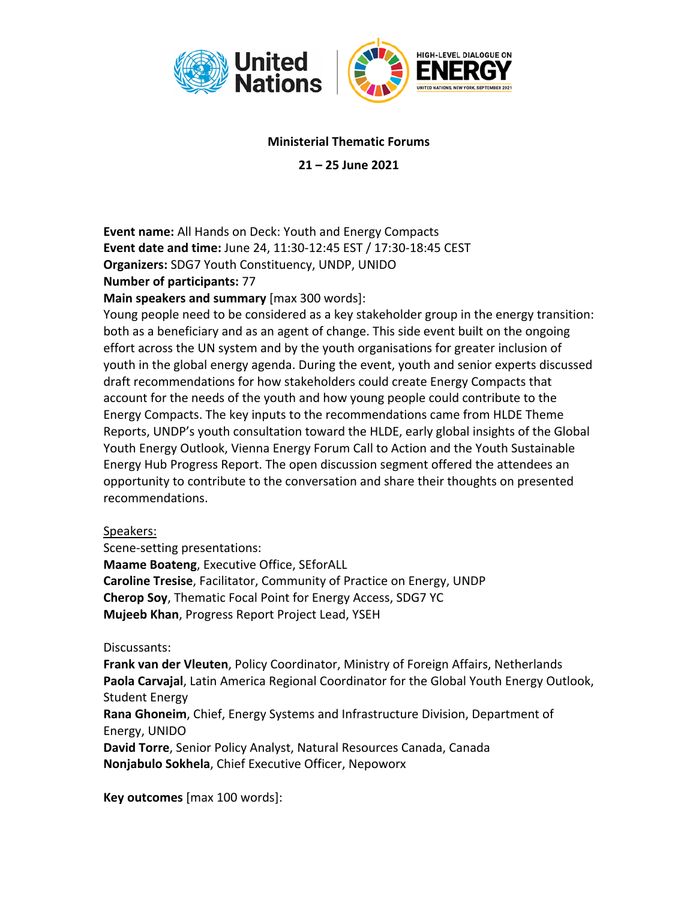**Ministerial Thematic Forums**

**21 – 25 June 2021**

**Event name:** All Hands on Deck: Youth and Energy Compacts
**Event date and time:** June 24, 11:30-12:45 EST / 17:30-18:45 CEST
**Organizers:** SDG7 Youth Constituency, UNDP, UNIDO
**Number of participants:** 77
**Main speakers and summary** [max 300 words]:
Young people need to be considered as a key stakeholder group in the energy transition: both as a beneficiary and as an agent of change. This side event built on the ongoing effort across the UN system and by the youth organisations for greater inclusion of youth in the global energy agenda. During the event, youth and senior experts discussed draft recommendations for how stakeholders could create Energy Compacts that account for the needs of the youth and how young people could contribute to the Energy Compacts. The key inputs to the recommendations came from HLDE Theme Reports, UNDP's youth consultation toward the HLDE, early global insights of the Global Youth Energy Outlook, Vienna Energy Forum Call to Action and the Youth Sustainable Energy Hub Progress Report. The open discussion segment offered the attendees an opportunity to contribute to the conversation and share their thoughts on presented recommendations.

Speakers:
Scene-setting presentations:
**Maame Boateng**, Executive Office, SEforALL
**Caroline Tresise**, Facilitator, Community of Practice on Energy, UNDP
**Cherop Soy**, Thematic Focal Point for Energy Access, SDG7 YC
**Mujeeb Khan**, Progress Report Project Lead, YSEH

Discussants:
**Frank van der Vleuten**, Policy Coordinator, Ministry of Foreign Affairs, Netherlands
**Paola Carvajal**, Latin America Regional Coordinator for the Global Youth Energy Outlook, Student Energy
**Rana Ghoneim**, Chief, Energy Systems and Infrastructure Division, Department of Energy, UNIDO
**David Torre**, Senior Policy Analyst, Natural Resources Canada, Canada
**Nonjabulo Sokhela**, Chief Executive Officer, Nepoworx

**Key outcomes** [max 100 words]: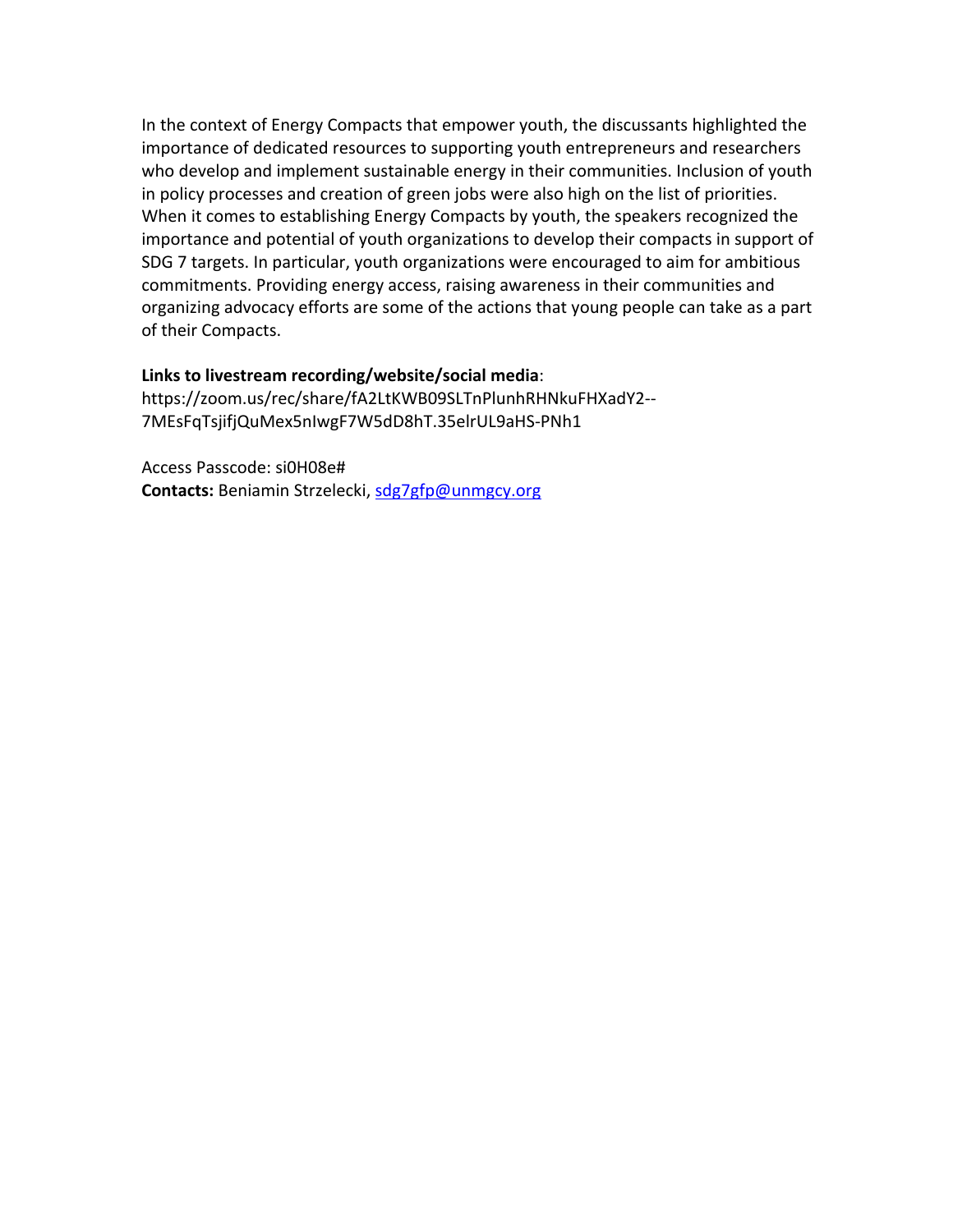In the context of Energy Compacts that empower youth, the discussants highlighted the importance of dedicated resources to supporting youth entrepreneurs and researchers who develop and implement sustainable energy in their communities. Inclusion of youth in policy processes and creation of green jobs were also high on the list of priorities. When it comes to establishing Energy Compacts by youth, the speakers recognized the importance and potential of youth organizations to develop their compacts in support of SDG 7 targets. In particular, youth organizations were encouraged to aim for ambitious commitments. Providing energy access, raising awareness in their communities and organizing advocacy efforts are some of the actions that young people can take as a part of their Compacts.

**Links to livestream recording/website/social media**:
https://zoom.us/rec/share/fA2LtKWB09SLTnPlunhRHNkuFHXadY2--7MEsFqTsjifjQuMex5nIwgF7W5dD8hT.35elrUL9aHS-PNh1

Access Passcode: si0H08e#
**Contacts:** Beniamin Strzelecki, sdg7gfp@unmgcy.org